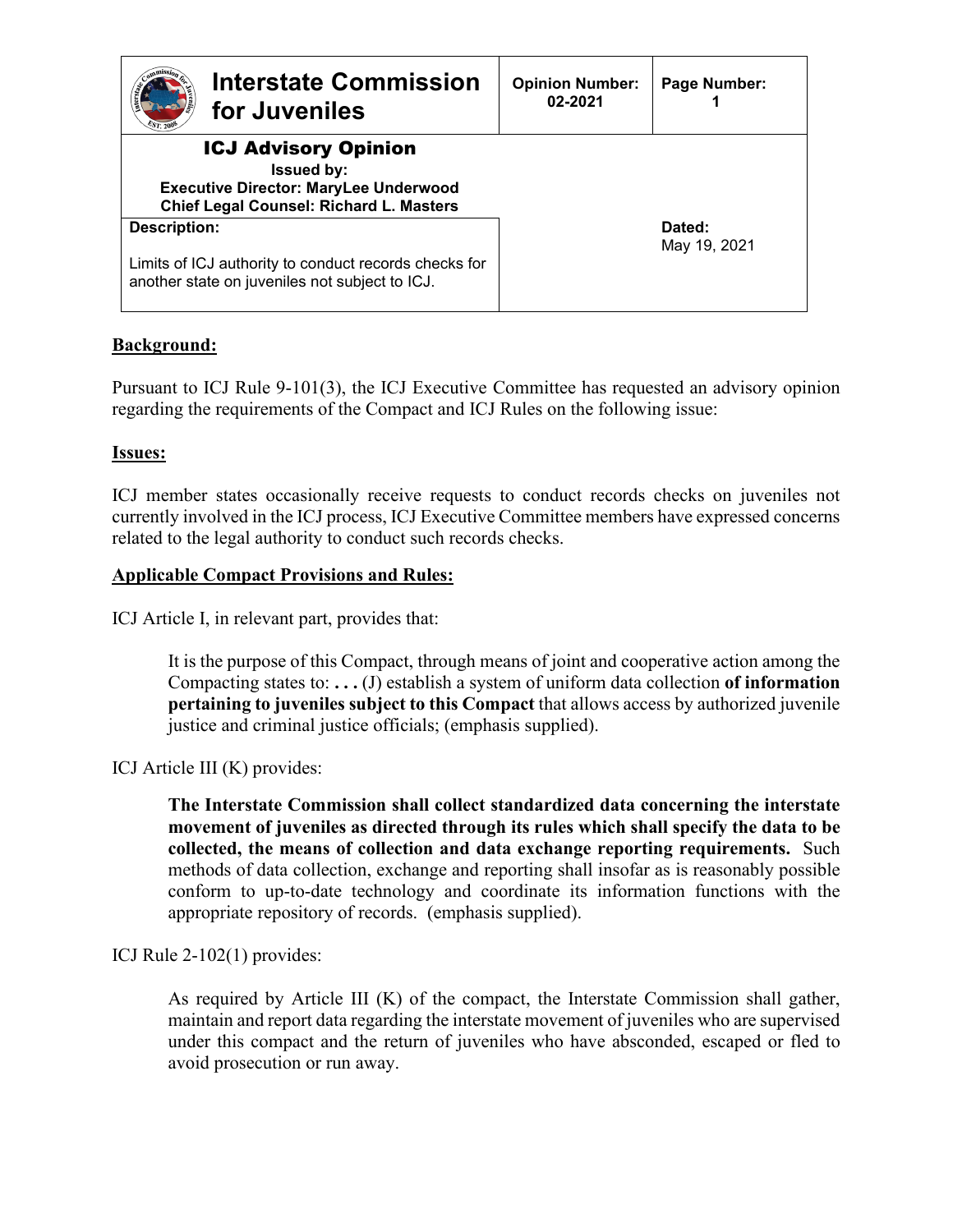| **Interstate Commission for Juveniles** | **Opinion Number:** 02-2021 | **Page Number:** 1 |
|---|---|---|
| **ICJ Advisory Opinion** <br> **Issued by:** <br> **Executive Director: MaryLee Underwood** <br> **Chief Legal Counsel: Richard L. Masters** | | |
| **Description:** <br> Limits of ICJ authority to conduct records checks for another state on juveniles not subject to ICJ. | **Dated:** <br> May 19, 2021 | |

## Background:

Pursuant to ICJ Rule 9-101(3), the ICJ Executive Committee has requested an advisory opinion regarding the requirements of the Compact and ICJ Rules on the following issue:

## Issues:

ICJ member states occasionally receive requests to conduct records checks on juveniles not currently involved in the ICJ process, ICJ Executive Committee members have expressed concerns related to the legal authority to conduct such records checks.

## Applicable Compact Provisions and Rules:

ICJ Article I, in relevant part, provides that:

> It is the purpose of this Compact, through means of joint and cooperative action among the Compacting states to: **. . .** (J) establish a system of uniform data collection **of information pertaining to juveniles subject to this Compact** that allows access by authorized juvenile justice and criminal justice officials; (emphasis supplied).

ICJ Article III (K) provides:

> **The Interstate Commission shall collect standardized data concerning the interstate movement of juveniles as directed through its rules which shall specify the data to be collected, the means of collection and data exchange reporting requirements.** Such methods of data collection, exchange and reporting shall insofar as is reasonably possible conform to up-to-date technology and coordinate its information functions with the appropriate repository of records. (emphasis supplied).

ICJ Rule 2-102(1) provides:

> As required by Article III (K) of the compact, the Interstate Commission shall gather, maintain and report data regarding the interstate movement of juveniles who are supervised under this compact and the return of juveniles who have absconded, escaped or fled to avoid prosecution or run away.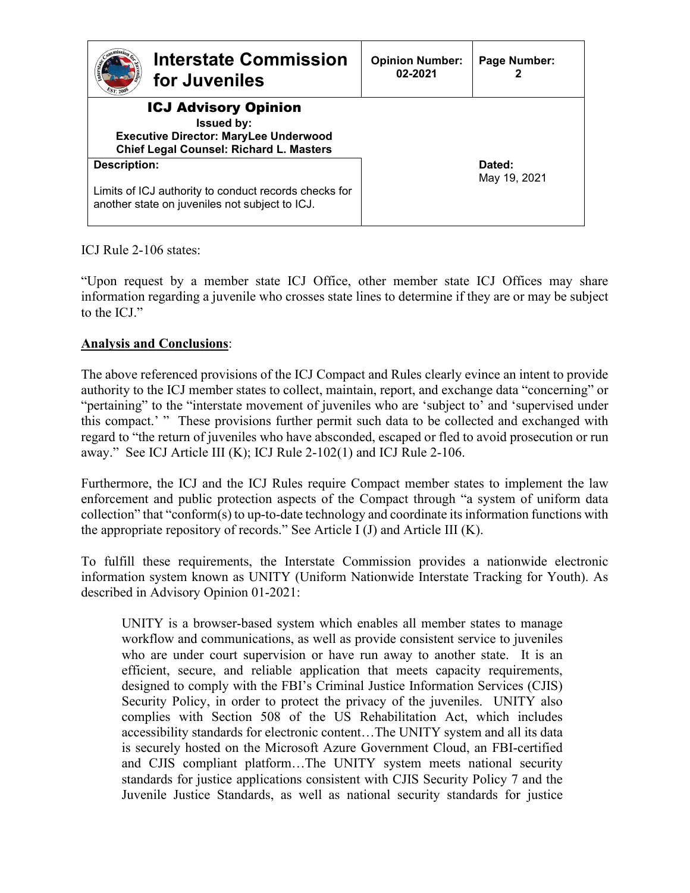| Interstate Commission for Juveniles | Opinion Number: 02-2021 | Page Number: 2 |
|---|---|---|
| **ICJ Advisory Opinion** Issued by: Executive Director: MaryLee Underwood Chief Legal Counsel: Richard L. Masters | | |
| **Description:** Limits of ICJ authority to conduct records checks for another state on juveniles not subject to ICJ. | | **Dated:** May 19, 2021 |

ICJ Rule 2-106 states:

"Upon request by a member state ICJ Office, other member state ICJ Offices may share information regarding a juvenile who crosses state lines to determine if they are or may be subject to the ICJ."

**Analysis and Conclusions**:

The above referenced provisions of the ICJ Compact and Rules clearly evince an intent to provide authority to the ICJ member states to collect, maintain, report, and exchange data "concerning" or "pertaining" to the "interstate movement of juveniles who are 'subject to' and 'supervised under this compact.' " These provisions further permit such data to be collected and exchanged with regard to "the return of juveniles who have absconded, escaped or fled to avoid prosecution or run away." See ICJ Article III (K); ICJ Rule 2-102(1) and ICJ Rule 2-106.

Furthermore, the ICJ and the ICJ Rules require Compact member states to implement the law enforcement and public protection aspects of the Compact through "a system of uniform data collection" that "conform(s) to up-to-date technology and coordinate its information functions with the appropriate repository of records." See Article I (J) and Article III (K).

To fulfill these requirements, the Interstate Commission provides a nationwide electronic information system known as UNITY (Uniform Nationwide Interstate Tracking for Youth). As described in Advisory Opinion 01-2021:

> UNITY is a browser-based system which enables all member states to manage workflow and communications, as well as provide consistent service to juveniles who are under court supervision or have run away to another state. It is an efficient, secure, and reliable application that meets capacity requirements, designed to comply with the FBI's Criminal Justice Information Services (CJIS) Security Policy, in order to protect the privacy of the juveniles. UNITY also complies with Section 508 of the US Rehabilitation Act, which includes accessibility standards for electronic content…The UNITY system and all its data is securely hosted on the Microsoft Azure Government Cloud, an FBI-certified and CJIS compliant platform…The UNITY system meets national security standards for justice applications consistent with CJIS Security Policy 7 and the Juvenile Justice Standards, as well as national security standards for justice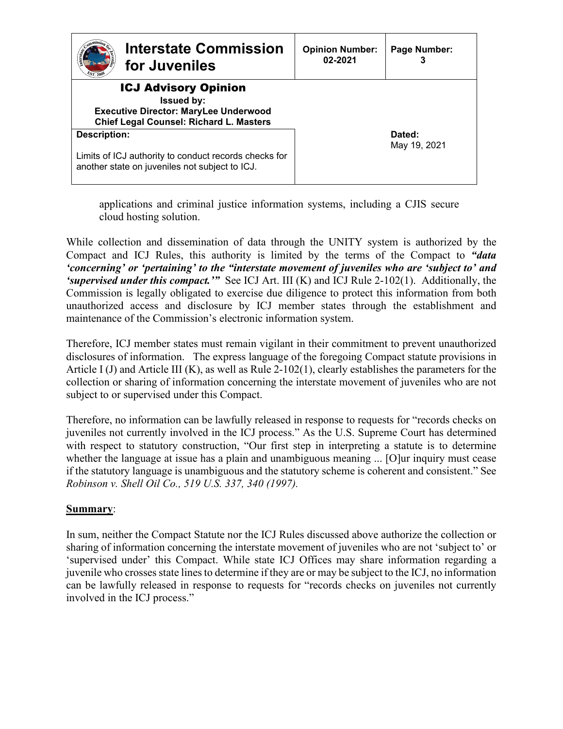applications and criminal justice information systems, including a CJIS secure cloud hosting solution.

While collection and dissemination of data through the UNITY system is authorized by the Compact and ICJ Rules, this authority is limited by the terms of the Compact to ***"data 'concerning' or 'pertaining' to the "interstate movement of juveniles who are 'subject to' and 'supervised under this compact.'"*** See ICJ Art. III (K) and ICJ Rule 2-102(1). Additionally, the Commission is legally obligated to exercise due diligence to protect this information from both unauthorized access and disclosure by ICJ member states through the establishment and maintenance of the Commission's electronic information system.

Therefore, ICJ member states must remain vigilant in their commitment to prevent unauthorized disclosures of information. The express language of the foregoing Compact statute provisions in Article I (J) and Article III (K), as well as Rule 2-102(1), clearly establishes the parameters for the collection or sharing of information concerning the interstate movement of juveniles who are not subject to or supervised under this Compact.

Therefore, no information can be lawfully released in response to requests for "records checks on juveniles not currently involved in the ICJ process." As the U.S. Supreme Court has determined with respect to statutory construction, "Our first step in interpreting a statute is to determine whether the language at issue has a plain and unambiguous meaning ... [O]ur inquiry must cease if the statutory language is unambiguous and the statutory scheme is coherent and consistent." See *Robinson v. Shell Oil Co., 519 U.S. 337, 340 (1997).*

**Summary**:

In sum, neither the Compact Statute nor the ICJ Rules discussed above authorize the collection or sharing of information concerning the interstate movement of juveniles who are not 'subject to' or 'supervised under' this Compact. While state ICJ Offices may share information regarding a juvenile who crosses state lines to determine if they are or may be subject to the ICJ, no information can be lawfully released in response to requests for "records checks on juveniles not currently involved in the ICJ process."